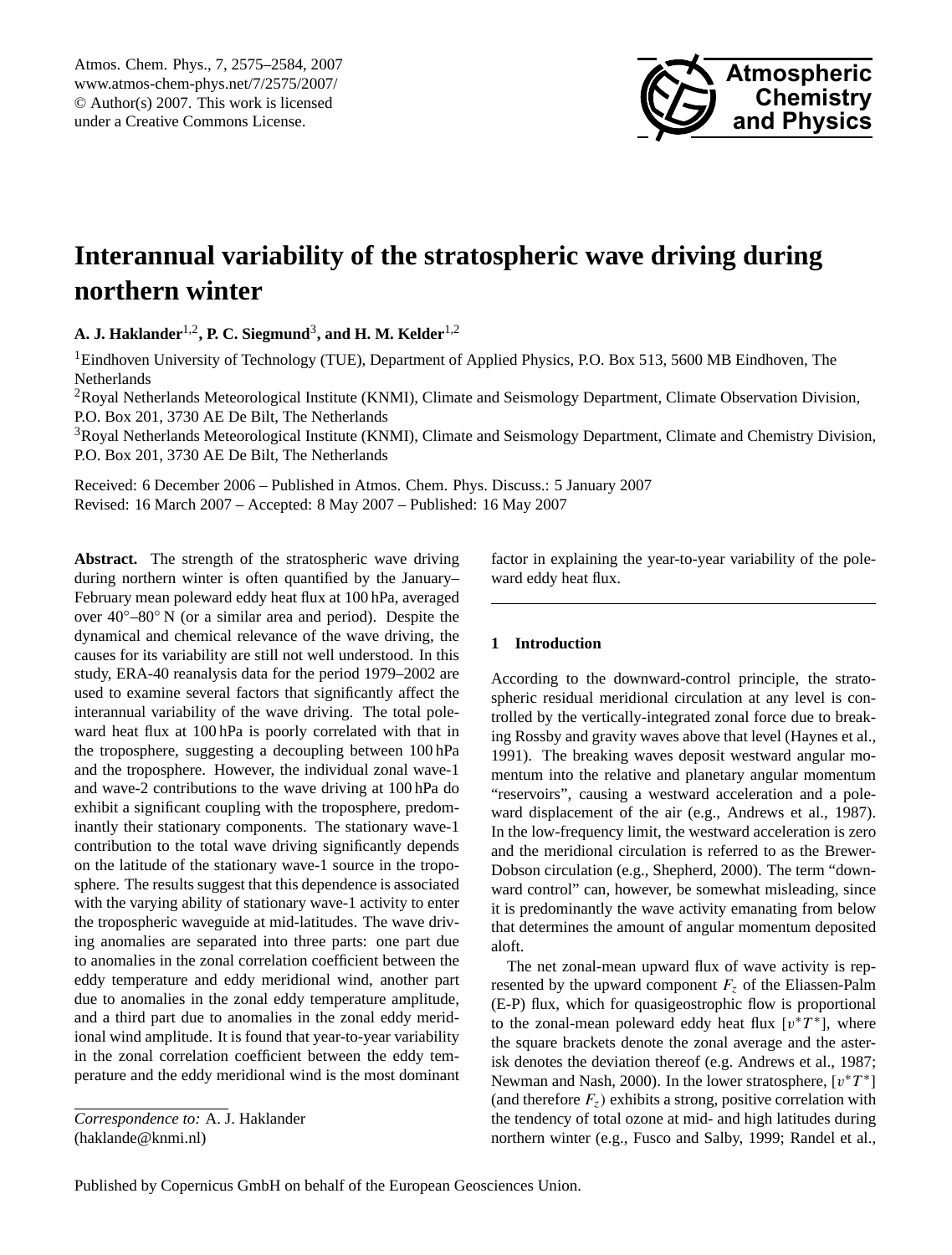# Interannual variability of the stratospheric wave driving during northern winter

**A. J. Haklander[1,2], P. C. Siegmund[3], and H. M. Kelder[1,2]**

[1]Eindhoven University of Technology (TUE), Department of Applied Physics, P.O. Box 513, 5600 MB Eindhoven, The Netherlands

[2]Royal Netherlands Meteorological Institute (KNMI), Climate and Seismology Department, Climate Observation Division, P.O. Box 201, 3730 AE De Bilt, The Netherlands

[3]Royal Netherlands Meteorological Institute (KNMI), Climate and Seismology Department, Climate and Chemistry Division, P.O. Box 201, 3730 AE De Bilt, The Netherlands

Received: 6 December 2006 – Published in Atmos. Chem. Phys. Discuss.: 5 January 2007
Revised: 16 March 2007 – Accepted: 8 May 2007 – Published: 16 May 2007

**Abstract.** The strength of the stratospheric wave driving during northern winter is often quantified by the January–February mean poleward eddy heat flux at 100 hPa, averaged over 40°–80° N (or a similar area and period). Despite the dynamical and chemical relevance of the wave driving, the causes for its variability are still not well understood. In this study, ERA-40 reanalysis data for the period 1979–2002 are used to examine several factors that significantly affect the interannual variability of the wave driving. The total poleward heat flux at 100 hPa is poorly correlated with that in the troposphere, suggesting a decoupling between 100 hPa and the troposphere. However, the individual zonal wave-1 and wave-2 contributions to the wave driving at 100 hPa do exhibit a significant coupling with the troposphere, predominantly their stationary components. The stationary wave-1 contribution to the total wave driving significantly depends on the latitude of the stationary wave-1 source in the troposphere. The results suggest that this dependence is associated with the varying ability of stationary wave-1 activity to enter the tropospheric waveguide at mid-latitudes. The wave driving anomalies are separated into three parts: one part due to anomalies in the zonal correlation coefficient between the eddy temperature and eddy meridional wind, another part due to anomalies in the zonal eddy temperature amplitude, and a third part due to anomalies in the zonal eddy meridional wind amplitude. It is found that year-to-year variability in the zonal correlation coefficient between the eddy temperature and the eddy meridional wind is the most dominant factor in explaining the year-to-year variability of the poleward eddy heat flux.

*Correspondence to:* A. J. Haklander (haklande@knmi.nl)

## 1 Introduction

According to the downward-control principle, the stratospheric residual meridional circulation at any level is controlled by the vertically-integrated zonal force due to breaking Rossby and gravity waves above that level (Haynes et al., 1991). The breaking waves deposit westward angular momentum into the relative and planetary angular momentum "reservoirs", causing a westward acceleration and a poleward displacement of the air (e.g., Andrews et al., 1987). In the low-frequency limit, the westward acceleration is zero and the meridional circulation is referred to as the Brewer-Dobson circulation (e.g., Shepherd, 2000). The term "downward control" can, however, be somewhat misleading, since it is predominantly the wave activity emanating from below that determines the amount of angular momentum deposited aloft.

The net zonal-mean upward flux of wave activity is represented by the upward component $F_z$ of the Eliassen-Palm (E-P) flux, which for quasigeostrophic flow is proportional to the zonal-mean poleward eddy heat flux $[v^*T^*]$, where the square brackets denote the zonal average and the asterisk denotes the deviation thereof (e.g. Andrews et al., 1987; Newman and Nash, 2000). In the lower stratosphere, $[v^*T^*]$ (and therefore $F_z$) exhibits a strong, positive correlation with the tendency of total ozone at mid- and high latitudes during northern winter (e.g., Fusco and Salby, 1999; Randel et al.,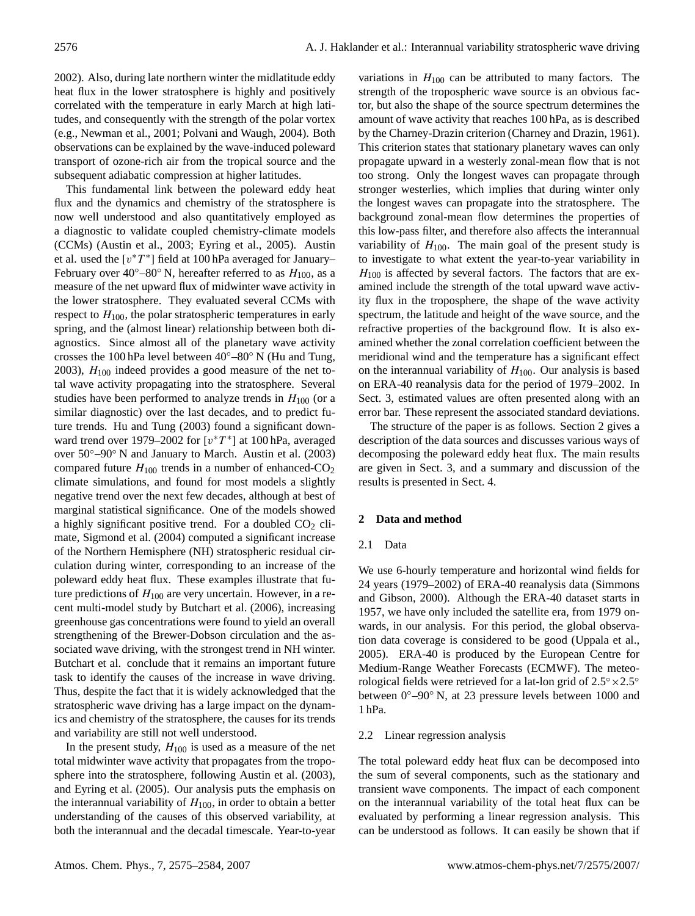2002). Also, during late northern winter the midlatitude eddy heat flux in the lower stratosphere is highly and positively correlated with the temperature in early March at high latitudes, and consequently with the strength of the polar vortex (e.g., Newman et al., 2001; Polvani and Waugh, 2004). Both observations can be explained by the wave-induced poleward transport of ozone-rich air from the tropical source and the subsequent adiabatic compression at higher latitudes.

This fundamental link between the poleward eddy heat flux and the dynamics and chemistry of the stratosphere is now well understood and also quantitatively employed as a diagnostic to validate coupled chemistry-climate models (CCMs) (Austin et al., 2003; Eyring et al., 2005). Austin et al. used the $[v^*T^*]$ field at 100 hPa averaged for January–February over 40°–80° N, hereafter referred to as $H_{100}$, as a measure of the net upward flux of midwinter wave activity in the lower stratosphere. They evaluated several CCMs with respect to $H_{100}$, the polar stratospheric temperatures in early spring, and the (almost linear) relationship between both diagnostics. Since almost all of the planetary wave activity crosses the 100 hPa level between 40°–80° N (Hu and Tung, 2003), $H_{100}$ indeed provides a good measure of the net total wave activity propagating into the stratosphere. Several studies have been performed to analyze trends in $H_{100}$ (or a similar diagnostic) over the last decades, and to predict future trends. Hu and Tung (2003) found a significant downward trend over 1979–2002 for $[v^*T^*]$ at 100 hPa, averaged over 50°–90° N and January to March. Austin et al. (2003) compared future $H_{100}$ trends in a number of enhanced-$CO_2$ climate simulations, and found for most models a slightly negative trend over the next few decades, although at best of marginal statistical significance. One of the models showed a highly significant positive trend. For a doubled $CO_2$ climate, Sigmond et al. (2004) computed a significant increase of the Northern Hemisphere (NH) stratospheric residual circulation during winter, corresponding to an increase of the poleward eddy heat flux. These examples illustrate that future predictions of $H_{100}$ are very uncertain. However, in a recent multi-model study by Butchart et al. (2006), increasing greenhouse gas concentrations were found to yield an overall strengthening of the Brewer-Dobson circulation and the associated wave driving, with the strongest trend in NH winter. Butchart et al. conclude that it remains an important future task to identify the causes of the increase in wave driving. Thus, despite the fact that it is widely acknowledged that the stratospheric wave driving has a large impact on the dynamics and chemistry of the stratosphere, the causes for its trends and variability are still not well understood.

In the present study, $H_{100}$ is used as a measure of the net total midwinter wave activity that propagates from the troposphere into the stratosphere, following Austin et al. (2003), and Eyring et al. (2005). Our analysis puts the emphasis on the interannual variability of $H_{100}$, in order to obtain a better understanding of the causes of this observed variability, at both the interannual and the decadal timescale. Year-to-year variations in $H_{100}$ can be attributed to many factors. The strength of the tropospheric wave source is an obvious factor, but also the shape of the source spectrum determines the amount of wave activity that reaches 100 hPa, as is described by the Charney-Drazin criterion (Charney and Drazin, 1961). This criterion states that stationary planetary waves can only propagate upward in a westerly zonal-mean flow that is not too strong. Only the longest waves can propagate through stronger westerlies, which implies that during winter only the longest waves can propagate into the stratosphere. The background zonal-mean flow determines the properties of this low-pass filter, and therefore also affects the interannual variability of $H_{100}$. The main goal of the present study is to investigate to what extent the year-to-year variability in $H_{100}$ is affected by several factors. The factors that are examined include the strength of the total upward wave activity flux in the troposphere, the shape of the wave activity spectrum, the latitude and height of the wave source, and the refractive properties of the background flow. It is also examined whether the zonal correlation coefficient between the meridional wind and the temperature has a significant effect on the interannual variability of $H_{100}$. Our analysis is based on ERA-40 reanalysis data for the period of 1979–2002. In Sect. 3, estimated values are often presented along with an error bar. These represent the associated standard deviations.

The structure of the paper is as follows. Section 2 gives a description of the data sources and discusses various ways of decomposing the poleward eddy heat flux. The main results are given in Sect. 3, and a summary and discussion of the results is presented in Sect. 4.

## 2 Data and method

### 2.1 Data

We use 6-hourly temperature and horizontal wind fields for 24 years (1979–2002) of ERA-40 reanalysis data (Simmons and Gibson, 2000). Although the ERA-40 dataset starts in 1957, we have only included the satellite era, from 1979 onwards, in our analysis. For this period, the global observation data coverage is considered to be good (Uppala et al., 2005). ERA-40 is produced by the European Centre for Medium-Range Weather Forecasts (ECMWF). The meteorological fields were retrieved for a lat-lon grid of 2.5°×2.5° between 0°–90° N, at 23 pressure levels between 1000 and 1 hPa.

### 2.2 Linear regression analysis

The total poleward eddy heat flux can be decomposed into the sum of several components, such as the stationary and transient wave components. The impact of each component on the interannual variability of the total heat flux can be evaluated by performing a linear regression analysis. This can be understood as follows. It can easily be shown that if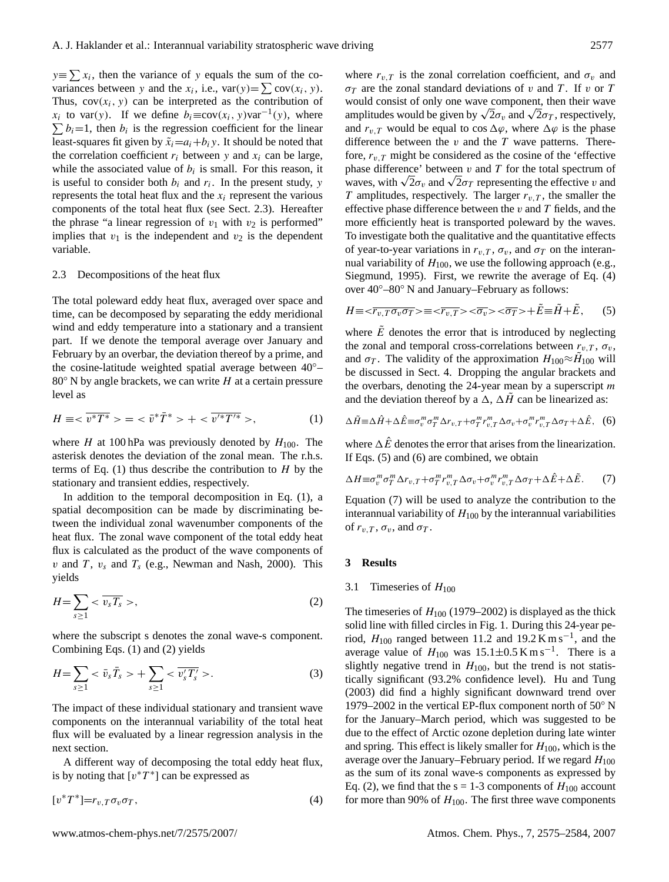$y \equiv \sum x_i$, then the variance of $y$ equals the sum of the covariances between $y$ and the $x_i$, i.e., $\mathrm{var}(y) = \sum \mathrm{cov}(x_i, y)$. Thus, $\mathrm{cov}(x_i, y)$ can be interpreted as the contribution of $x_i$ to $\mathrm{var}(y)$. If we define $b_i \equiv \mathrm{cov}(x_i, y)\mathrm{var}^{-1}(y)$, where $\sum b_i = 1$, then $b_i$ is the regression coefficient for the linear least-squares fit given by $\tilde{x}_i = a_i + b_i y$. It should be noted that the correlation coefficient $r_i$ between $y$ and $x_i$ can be large, while the associated value of $b_i$ is small. For this reason, it is useful to consider both $b_i$ and $r_i$. In the present study, $y$ represents the total heat flux and the $x_i$ represent the various components of the total heat flux (see Sect. 2.3). Hereafter the phrase "a linear regression of $v_1$ with $v_2$ is performed" implies that $v_1$ is the independent and $v_2$ is the dependent variable.

### 2.3 Decompositions of the heat flux

The total poleward eddy heat flux, averaged over space and time, can be decomposed by separating the eddy meridional wind and eddy temperature into a stationary and a transient part. If we denote the temporal average over January and February by an overbar, the deviation thereof by a prime, and the cosine-latitude weighted spatial average between 40°–80° N by angle brackets, we can write $H$ at a certain pressure level as

$$H \equiv < \overline{v^* T^*} > = < \bar{v}^* \bar{T}^* > + < \overline{v'^* T'^*} >, \tag{1}$$

where $H$ at 100 hPa was previously denoted by $H_{100}$. The asterisk denotes the deviation of the zonal mean. The r.h.s. terms of Eq. (1) thus describe the contribution to $H$ by the stationary and transient eddies, respectively.

In addition to the temporal decomposition in Eq. (1), a spatial decomposition can be made by discriminating between the individual zonal wavenumber components of the heat flux. The zonal wave component of the total eddy heat flux is calculated as the product of the wave components of $v$ and $T$, $v_s$ and $T_s$ (e.g., Newman and Nash, 2000). This yields

$$H = \sum_{s \geq 1} < \overline{v_s T_s} >, \tag{2}$$

where the subscript s denotes the zonal wave-s component. Combining Eqs. (1) and (2) yields

$$H = \sum_{s \geq 1} < \bar{v}_s \bar{T}_s > + \sum_{s \geq 1} < \overline{v'_s T'_s} >. \tag{3}$$

The impact of these individual stationary and transient wave components on the interannual variability of the total heat flux will be evaluated by a linear regression analysis in the next section.

A different way of decomposing the total eddy heat flux, is by noting that $[v^* T^*]$ can be expressed as

$$[v^* T^*] = r_{v,T} \sigma_v \sigma_T, \tag{4}$$

where $r_{v,T}$ is the zonal correlation coefficient, and $\sigma_v$ and $\sigma_T$ are the zonal standard deviations of $v$ and $T$. If $v$ or $T$ would consist of only one wave component, then their wave amplitudes would be given by $\sqrt{2}\sigma_v$ and $\sqrt{2}\sigma_T$, respectively, and $r_{v,T}$ would be equal to $\cos \Delta\varphi$, where $\Delta\varphi$ is the phase difference between the $v$ and the $T$ wave patterns. Therefore, $r_{v,T}$ might be considered as the cosine of the 'effective phase difference' between $v$ and $T$ for the total spectrum of waves, with $\sqrt{2}\sigma_v$ and $\sqrt{2}\sigma_T$ representing the effective $v$ and $T$ amplitudes, respectively. The larger $r_{v,T}$, the smaller the effective phase difference between the $v$ and $T$ fields, and the more efficiently heat is transported poleward by the waves. To investigate both the qualitative and the quantitative effects of year-to-year variations in $r_{v,T}$, $\sigma_v$, and $\sigma_T$ on the interannual variability of $H_{100}$, we use the following approach (e.g., Siegmund, 1995). First, we rewrite the average of Eq. (4) over 40°–80° N and January–February as follows:

$$H \equiv < \overline{r_{v,T} \sigma_v \sigma_T} > \equiv < \overline{r_{v,T}} > < \overline{\sigma_v} > < \overline{\sigma_T} > + \tilde{E} \equiv \tilde{H} + \tilde{E}, \tag{5}$$

where $\tilde{E}$ denotes the error that is introduced by neglecting the zonal and temporal cross-correlations between $r_{v,T}$, $\sigma_v$, and $\sigma_T$. The validity of the approximation $H_{100} \approx \tilde{H}_{100}$ will be discussed in Sect. 4. Dropping the angular brackets and the overbars, denoting the 24-year mean by a superscript $m$ and the deviation thereof by a $\Delta$, $\Delta\tilde{H}$ can be linearized as:

$$\Delta\tilde{H} \equiv \Delta\hat{H} + \Delta\hat{E} \equiv \sigma_v^m \sigma_T^m \Delta r_{v,T} + \sigma_T^m r_{v,T}^m \Delta\sigma_v + \sigma_v^m r_{v,T}^m \Delta\sigma_T + \Delta\hat{E}, \tag{6}$$

where $\Delta\hat{E}$ denotes the error that arises from the linearization. If Eqs. (5) and (6) are combined, we obtain

$$\Delta H \equiv \sigma_v^m \sigma_T^m \Delta r_{v,T} + \sigma_T^m r_{v,T}^m \Delta\sigma_v + \sigma_v^m r_{v,T}^m \Delta\sigma_T + \Delta\hat{E} + \Delta\tilde{E}. \tag{7}$$

Equation (7) will be used to analyze the contribution to the interannual variability of $H_{100}$ by the interannual variabilities of $r_{v,T}$, $\sigma_v$, and $\sigma_T$.

## 3 Results

### 3.1 Timeseries of $H_{100}$

The timeseries of $H_{100}$ (1979–2002) is displayed as the thick solid line with filled circles in Fig. 1. During this 24-year period, $H_{100}$ ranged between 11.2 and 19.2 K m s$^{-1}$, and the average value of $H_{100}$ was 15.1±0.5 K m s$^{-1}$. There is a slightly negative trend in $H_{100}$, but the trend is not statistically significant (93.2% confidence level). Hu and Tung (2003) did find a highly significant downward trend over 1979–2002 in the vertical EP-flux component north of 50° N for the January–March period, which was suggested to be due to the effect of Arctic ozone depletion during late winter and spring. This effect is likely smaller for $H_{100}$, which is the average over the January–February period. If we regard $H_{100}$ as the sum of its zonal wave-s components as expressed by Eq. (2), we find that the s = 1-3 components of $H_{100}$ account for more than 90% of $H_{100}$. The first three wave components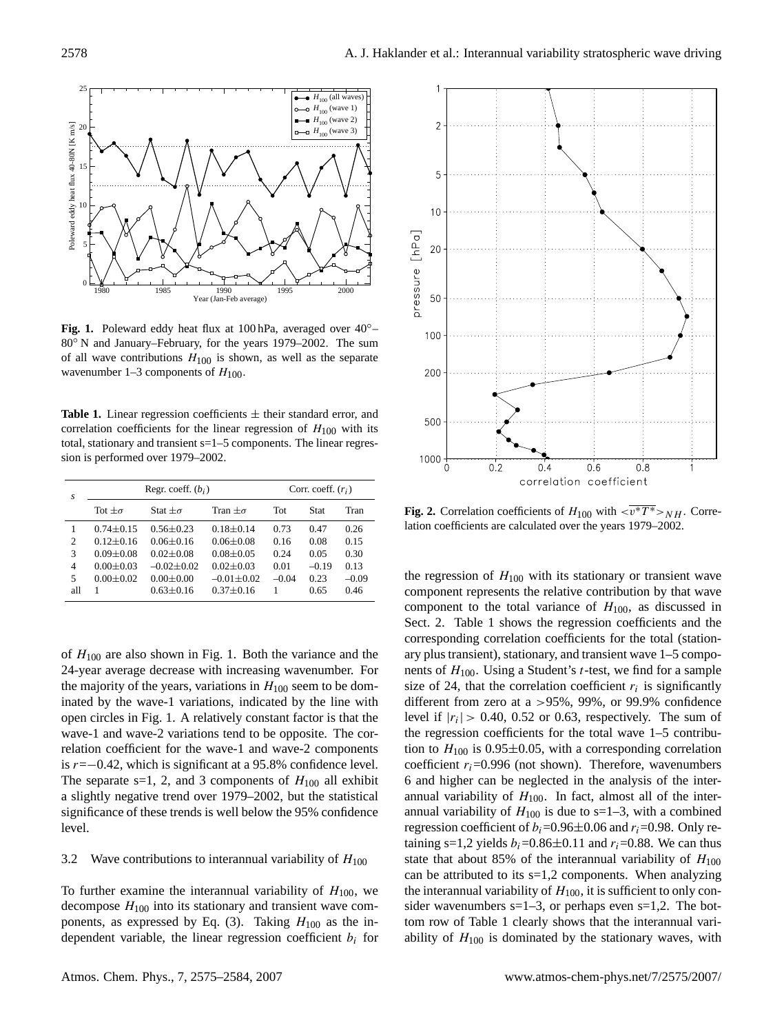**Fig. 1.** Poleward eddy heat flux at 100 hPa, averaged over 40°–80° N and January–February, for the years 1979–2002. The sum of all wave contributions $H_{100}$ is shown, as well as the separate wavenumber 1–3 components of $H_{100}$.

**Table 1.** Linear regression coefficients ± their standard error, and correlation coefficients for the linear regression of $H_{100}$ with its total, stationary and transient s=1–5 components. The linear regression is performed over 1979–2002.

| $s$ | Regr. coeff. ($b_i$) | | | Corr. coeff. ($r_i$) | | |
|---|---|---|---|---|---|---|
| | Tot $\pm\sigma$ | Stat $\pm\sigma$ | Tran $\pm\sigma$ | Tot | Stat | Tran |
| 1 | 0.74±0.15 | 0.56±0.23 | 0.18±0.14 | 0.73 | 0.47 | 0.26 |
| 2 | 0.12±0.16 | 0.06±0.16 | 0.06±0.08 | 0.16 | 0.08 | 0.15 |
| 3 | 0.09±0.08 | 0.02±0.08 | 0.08±0.05 | 0.24 | 0.05 | 0.30 |
| 4 | 0.00±0.03 | –0.02±0.02 | 0.02±0.03 | 0.01 | –0.19 | 0.13 |
| 5 | 0.00±0.02 | 0.00±0.00 | –0.01±0.02 | –0.04 | 0.23 | –0.09 |
| all | 1 | 0.63±0.16 | 0.37±0.16 | 1 | 0.65 | 0.46 |

of $H_{100}$ are also shown in Fig. 1. Both the variance and the 24-year average decrease with increasing wavenumber. For the majority of the years, variations in $H_{100}$ seem to be dominated by the wave-1 variations, indicated by the line with open circles in Fig. 1. A relatively constant factor is that the wave-1 and wave-2 variations tend to be opposite. The correlation coefficient for the wave-1 and wave-2 components is $r$=−0.42, which is significant at a 95.8% confidence level. The separate s=1, 2, and 3 components of $H_{100}$ all exhibit a slightly negative trend over 1979–2002, but the statistical significance of these trends is well below the 95% confidence level.

### 3.2 Wave contributions to interannual variability of $H_{100}$

To further examine the interannual variability of $H_{100}$, we decompose $H_{100}$ into its stationary and transient wave components, as expressed by Eq. (3). Taking $H_{100}$ as the independent variable, the linear regression coefficient $b_i$ for the regression of $H_{100}$ with its stationary or transient wave component represents the relative contribution by that wave component to the total variance of $H_{100}$, as discussed in Sect. 2. Table 1 shows the regression coefficients and the corresponding correlation coefficients for the total (stationary plus transient), stationary, and transient wave 1–5 components of $H_{100}$. Using a Student's $t$-test, we find for a sample size of 24, that the correlation coefficient $r_i$ is significantly different from zero at a >95%, 99%, or 99.9% confidence level if $|r_i|>$ 0.40, 0.52 or 0.63, respectively. The sum of the regression coefficients for the total wave 1–5 contribution to $H_{100}$ is 0.95±0.05, with a corresponding correlation coefficient $r_i$=0.996 (not shown). Therefore, wavenumbers 6 and higher can be neglected in the analysis of the interannual variability of $H_{100}$. In fact, almost all of the interannual variability of $H_{100}$ is due to s=1–3, with a combined regression coefficient of $b_i$=0.96±0.06 and $r_i$=0.98. Only retaining s=1,2 yields $b_i$=0.86±0.11 and $r_i$=0.88. We can thus state that about 85% of the interannual variability of $H_{100}$ can be attributed to its s=1,2 components. When analyzing the interannual variability of $H_{100}$, it is sufficient to only consider wavenumbers s=1–3, or perhaps even s=1,2. The bottom row of Table 1 clearly shows that the interannual variability of $H_{100}$ is dominated by the stationary waves, with

**Fig. 2.** Correlation coefficients of $H_{100}$ with $<\overline{v^*T^*}>_{NH}$. Correlation coefficients are calculated over the years 1979–2002.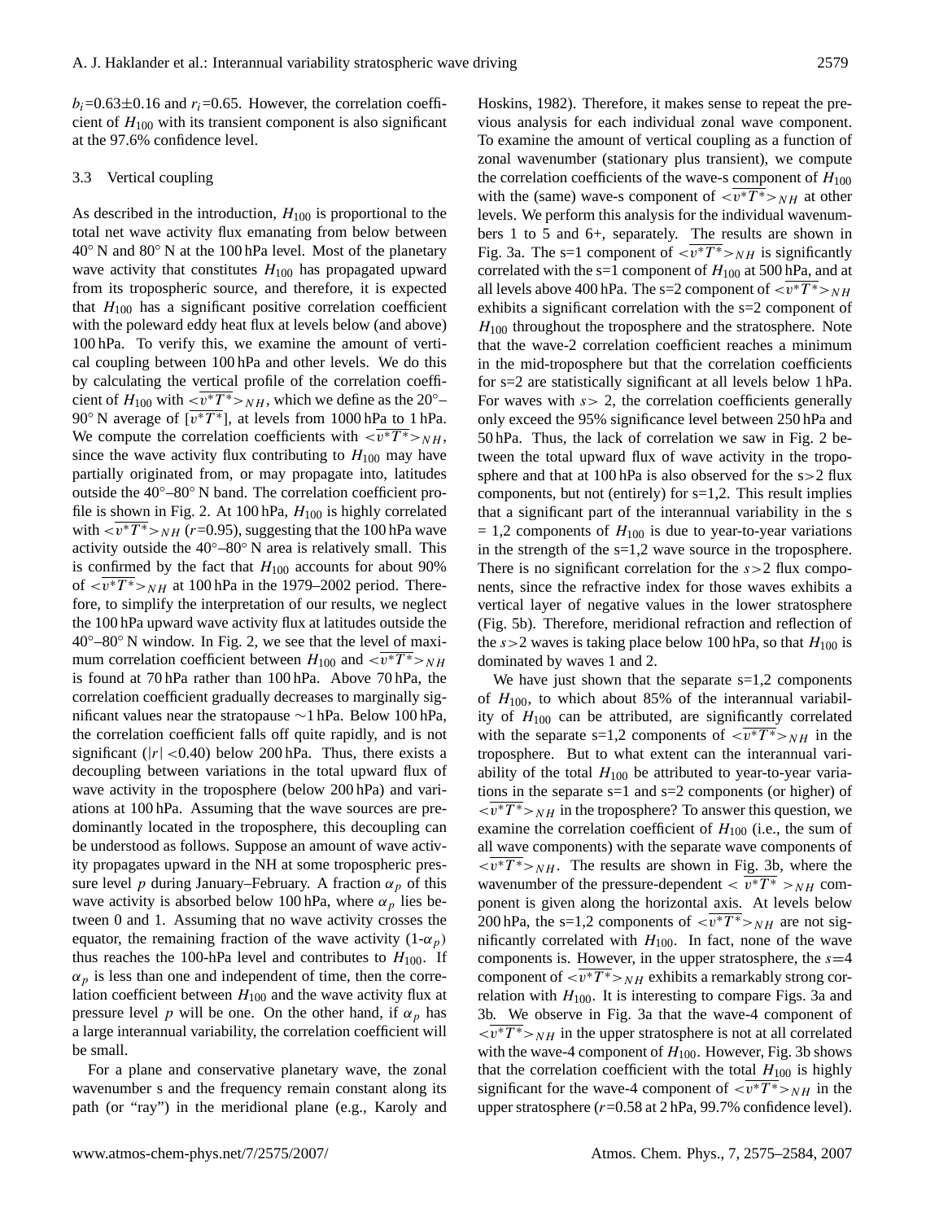$b_i$=0.63±0.16 and $r_i$=0.65. However, the correlation coefficient of $H_{100}$ with its transient component is also significant at the 97.6% confidence level.

### 3.3 Vertical coupling

As described in the introduction, $H_{100}$ is proportional to the total net wave activity flux emanating from below between 40° N and 80° N at the 100 hPa level. Most of the planetary wave activity that constitutes $H_{100}$ has propagated upward from its tropospheric source, and therefore, it is expected that $H_{100}$ has a significant positive correlation coefficient with the poleward eddy heat flux at levels below (and above) 100 hPa. To verify this, we examine the amount of vertical coupling between 100 hPa and other levels. We do this by calculating the vertical profile of the correlation coefficient of $H_{100}$ with $<\overline{v^*T^*}>_{NH}$, which we define as the 20°–90° N average of $[\overline{v^*T^*}]$, at levels from 1000 hPa to 1 hPa. We compute the correlation coefficients with $<\overline{v^*T^*}>_{NH}$, since the wave activity flux contributing to $H_{100}$ may have partially originated from, or may propagate into, latitudes outside the 40°–80° N band. The correlation coefficient profile is shown in Fig. 2. At 100 hPa, $H_{100}$ is highly correlated with $<\overline{v^*T^*}>_{NH}$ ($r$=0.95), suggesting that the 100 hPa wave activity outside the 40°–80° N area is relatively small. This is confirmed by the fact that $H_{100}$ accounts for about 90% of $<\overline{v^*T^*}>_{NH}$ at 100 hPa in the 1979–2002 period. Therefore, to simplify the interpretation of our results, we neglect the 100 hPa upward wave activity flux at latitudes outside the 40°–80° N window. In Fig. 2, we see that the level of maximum correlation coefficient between $H_{100}$ and $<\overline{v^*T^*}>_{NH}$ is found at 70 hPa rather than 100 hPa. Above 70 hPa, the correlation coefficient gradually decreases to marginally significant values near the stratopause ∼1 hPa. Below 100 hPa, the correlation coefficient falls off quite rapidly, and is not significant ($|r|<0.40$) below 200 hPa. Thus, there exists a decoupling between variations in the total upward flux of wave activity in the troposphere (below 200 hPa) and variations at 100 hPa. Assuming that the wave sources are predominantly located in the troposphere, this decoupling can be understood as follows. Suppose an amount of wave activity propagates upward in the NH at some tropospheric pressure level $p$ during January–February. A fraction $\alpha_p$ of this wave activity is absorbed below 100 hPa, where $\alpha_p$ lies between 0 and 1. Assuming that no wave activity crosses the equator, the remaining fraction of the wave activity (1-$\alpha_p$) thus reaches the 100-hPa level and contributes to $H_{100}$. If $\alpha_p$ is less than one and independent of time, then the correlation coefficient between $H_{100}$ and the wave activity flux at pressure level $p$ will be one. On the other hand, if $\alpha_p$ has a large interannual variability, the correlation coefficient will be small.

For a plane and conservative planetary wave, the zonal wavenumber s and the frequency remain constant along its path (or "ray") in the meridional plane (e.g., Karoly and Hoskins, 1982). Therefore, it makes sense to repeat the previous analysis for each individual zonal wave component. To examine the amount of vertical coupling as a function of zonal wavenumber (stationary plus transient), we compute the correlation coefficients of the wave-s component of $H_{100}$ with the (same) wave-s component of $<\overline{v^*T^*}>_{NH}$ at other levels. We perform this analysis for the individual wavenumbers 1 to 5 and 6+, separately. The results are shown in Fig. 3a. The s=1 component of $<\overline{v^*T^*}>_{NH}$ is significantly correlated with the s=1 component of $H_{100}$ at 500 hPa, and at all levels above 400 hPa. The s=2 component of $<\overline{v^*T^*}>_{NH}$ exhibits a significant correlation with the s=2 component of $H_{100}$ throughout the troposphere and the stratosphere. Note that the wave-2 correlation coefficient reaches a minimum in the mid-troposphere but that the correlation coefficients for s=2 are statistically significant at all levels below 1 hPa. For waves with $s>2$, the correlation coefficients generally only exceed the 95% significance level between 250 hPa and 50 hPa. Thus, the lack of correlation we saw in Fig. 2 between the total upward flux of wave activity in the troposphere and that at 100 hPa is also observed for the s>2 flux components, but not (entirely) for s=1,2. This result implies that a significant part of the interannual variability in the s = 1,2 components of $H_{100}$ is due to year-to-year variations in the strength of the s=1,2 wave source in the troposphere. There is no significant correlation for the $s>2$ flux components, since the refractive index for those waves exhibits a vertical layer of negative values in the lower stratosphere (Fig. 5b). Therefore, meridional refraction and reflection of the $s>2$ waves is taking place below 100 hPa, so that $H_{100}$ is dominated by waves 1 and 2.

We have just shown that the separate s=1,2 components of $H_{100}$, to which about 85% of the interannual variability of $H_{100}$ can be attributed, are significantly correlated with the separate s=1,2 components of $<\overline{v^*T^*}>_{NH}$ in the troposphere. But to what extent can the interannual variability of the total $H_{100}$ be attributed to year-to-year variations in the separate s=1 and s=2 components (or higher) of $<\overline{v^*T^*}>_{NH}$ in the troposphere? To answer this question, we examine the correlation coefficient of $H_{100}$ (i.e., the sum of all wave components) with the separate wave components of $<\overline{v^*T^*}>_{NH}$. The results are shown in Fig. 3b, where the wavenumber of the pressure-dependent $<\overline{v^*T^*}>_{NH}$ component is given along the horizontal axis. At levels below 200 hPa, the s=1,2 components of $<\overline{v^*T^*}>_{NH}$ are not significantly correlated with $H_{100}$. In fact, none of the wave components is. However, in the upper stratosphere, the $s$=4 component of $<\overline{v^*T^*}>_{NH}$ exhibits a remarkably strong correlation with $H_{100}$. It is interesting to compare Figs. 3a and 3b. We observe in Fig. 3a that the wave-4 component of $<\overline{v^*T^*}>_{NH}$ in the upper stratosphere is not at all correlated with the wave-4 component of $H_{100}$. However, Fig. 3b shows that the correlation coefficient with the total $H_{100}$ is highly significant for the wave-4 component of $<\overline{v^*T^*}>_{NH}$ in the upper stratosphere ($r$=0.58 at 2 hPa, 99.7% confidence level).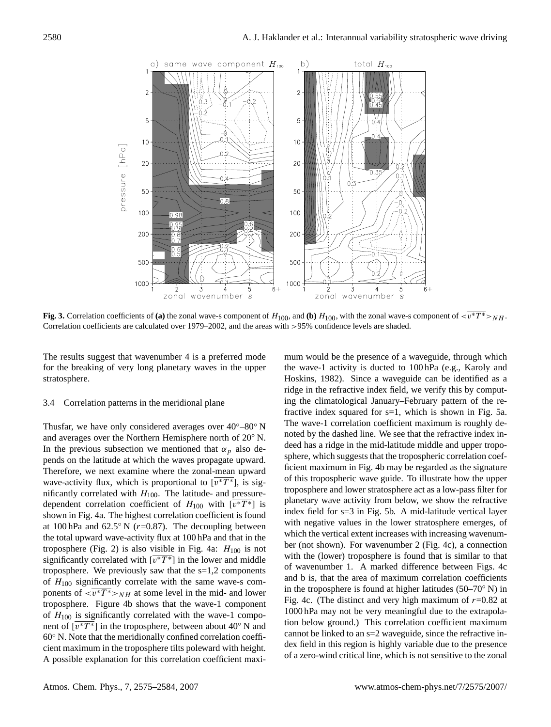**Fig. 3.** Correlation coefficients of **(a)** the zonal wave-s component of $H_{100}$, and **(b)** $H_{100}$, with the zonal wave-s component of $<\overline{v^*T^*}>_{NH}$. Correlation coefficients are calculated over 1979–2002, and the areas with >95% confidence levels are shaded.

The results suggest that wavenumber 4 is a preferred mode for the breaking of very long planetary waves in the upper stratosphere.

### 3.4 Correlation patterns in the meridional plane

Thusfar, we have only considered averages over 40°–80° N and averages over the Northern Hemisphere north of 20° N. In the previous subsection we mentioned that $\alpha_p$ also depends on the latitude at which the waves propagate upward. Therefore, we next examine where the zonal-mean upward wave-activity flux, which is proportional to $[\overline{v^*T^*}]$, is significantly correlated with $H_{100}$. The latitude- and pressure-dependent correlation coefficient of $H_{100}$ with $[\overline{v^*T^*}]$ is shown in Fig. 4a. The highest correlation coefficient is found at 100 hPa and 62.5° N ($r$=0.87). The decoupling between the total upward wave-activity flux at 100 hPa and that in the troposphere (Fig. 2) is also visible in Fig. 4a: $H_{100}$ is not significantly correlated with $[\overline{v^*T^*}]$ in the lower and middle troposphere. We previously saw that the s=1,2 components of $H_{100}$ significantly correlate with the same wave-s components of $<\overline{v^*T^*}>_{NH}$ at some level in the mid- and lower troposphere. Figure 4b shows that the wave-1 component of $H_{100}$ is significantly correlated with the wave-1 component of $[\overline{v^*T^*}]$ in the troposphere, between about 40° N and 60° N. Note that the meridionally confined correlation coefficient maximum in the troposphere tilts poleward with height. A possible explanation for this correlation coefficient maximum would be the presence of a waveguide, through which the wave-1 activity is ducted to 100 hPa (e.g., Karoly and Hoskins, 1982). Since a waveguide can be identified as a ridge in the refractive index field, we verify this by computing the climatological January–February pattern of the refractive index squared for s=1, which is shown in Fig. 5a. The wave-1 correlation coefficient maximum is roughly denoted by the dashed line. We see that the refractive index indeed has a ridge in the mid-latitude middle and upper troposphere, which suggests that the tropospheric correlation coefficient maximum in Fig. 4b may be regarded as the signature of this tropospheric wave guide. To illustrate how the upper troposphere and lower stratosphere act as a low-pass filter for planetary wave activity from below, we show the refractive index field for s=3 in Fig. 5b. A mid-latitude vertical layer with negative values in the lower stratosphere emerges, of which the vertical extent increases with increasing wavenumber (not shown). For wavenumber 2 (Fig. 4c), a connection with the (lower) troposphere is found that is similar to that of wavenumber 1. A marked difference between Figs. 4c and b is, that the area of maximum correlation coefficients in the troposphere is found at higher latitudes (50–70° N) in Fig. 4c. (The distinct and very high maximum of $r$=0.82 at 1000 hPa may not be very meaningful due to the extrapolation below ground.) This correlation coefficient maximum cannot be linked to an s=2 waveguide, since the refractive index field in this region is highly variable due to the presence of a zero-wind critical line, which is not sensitive to the zonal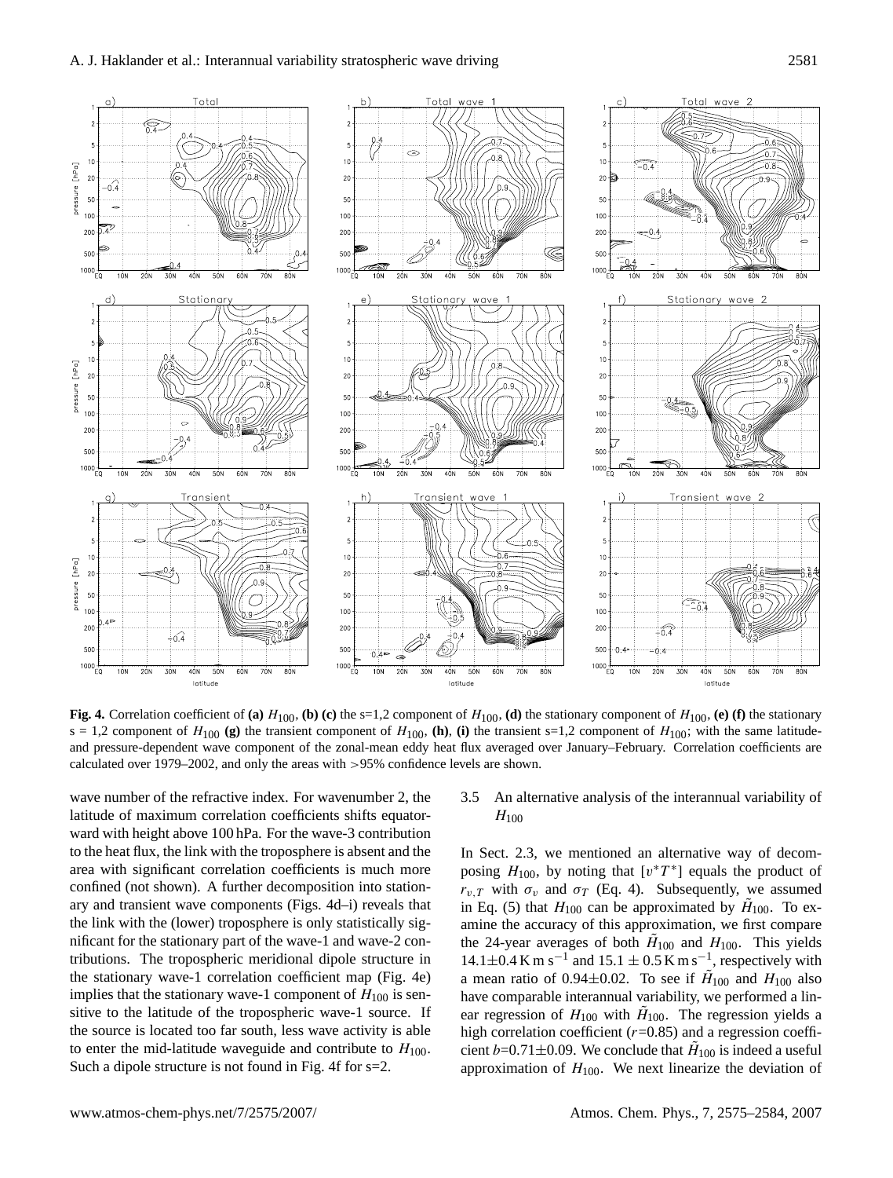**Fig. 4.** Correlation coefficient of **(a)** $H_{100}$, **(b) (c)** the s=1,2 component of $H_{100}$, **(d)** the stationary component of $H_{100}$, **(e) (f)** the stationary s = 1,2 component of $H_{100}$ **(g)** the transient component of $H_{100}$, **(h)**, **(i)** the transient s=1,2 component of $H_{100}$; with the same latitude- and pressure-dependent wave component of the zonal-mean eddy heat flux averaged over January–February. Correlation coefficients are calculated over 1979–2002, and only the areas with >95% confidence levels are shown.

wave number of the refractive index. For wavenumber 2, the latitude of maximum correlation coefficients shifts equatorward with height above 100 hPa. For the wave-3 contribution to the heat flux, the link with the troposphere is absent and the area with significant correlation coefficients is much more confined (not shown). A further decomposition into stationary and transient wave components (Figs. 4d–i) reveals that the link with the (lower) troposphere is only statistically significant for the stationary part of the wave-1 and wave-2 contributions. The tropospheric meridional dipole structure in the stationary wave-1 correlation coefficient map (Fig. 4e) implies that the stationary wave-1 component of $H_{100}$ is sensitive to the latitude of the tropospheric wave-1 source. If the source is located too far south, less wave activity is able to enter the mid-latitude waveguide and contribute to $H_{100}$. Such a dipole structure is not found in Fig. 4f for s=2.

### 3.5 An alternative analysis of the interannual variability of $H_{100}$

In Sect. 2.3, we mentioned an alternative way of decomposing $H_{100}$, by noting that $[v^*T^*]$ equals the product of $r_{v,T}$ with $\sigma_v$ and $\sigma_T$ (Eq. 4). Subsequently, we assumed in Eq. (5) that $H_{100}$ can be approximated by $\tilde{H}_{100}$. To examine the accuracy of this approximation, we first compare the 24-year averages of both $\tilde{H}_{100}$ and $H_{100}$. This yields $14.1\pm0.4\,\mathrm{K\,m\,s^{-1}}$ and $15.1\pm0.5\,\mathrm{K\,m\,s^{-1}}$, respectively with a mean ratio of $0.94\pm0.02$. To see if $\tilde{H}_{100}$ and $H_{100}$ also have comparable interannual variability, we performed a linear regression of $H_{100}$ with $\tilde{H}_{100}$. The regression yields a high correlation coefficient ($r$=0.85) and a regression coefficient $b$=0.71±0.09. We conclude that $\tilde{H}_{100}$ is indeed a useful approximation of $H_{100}$. We next linearize the deviation of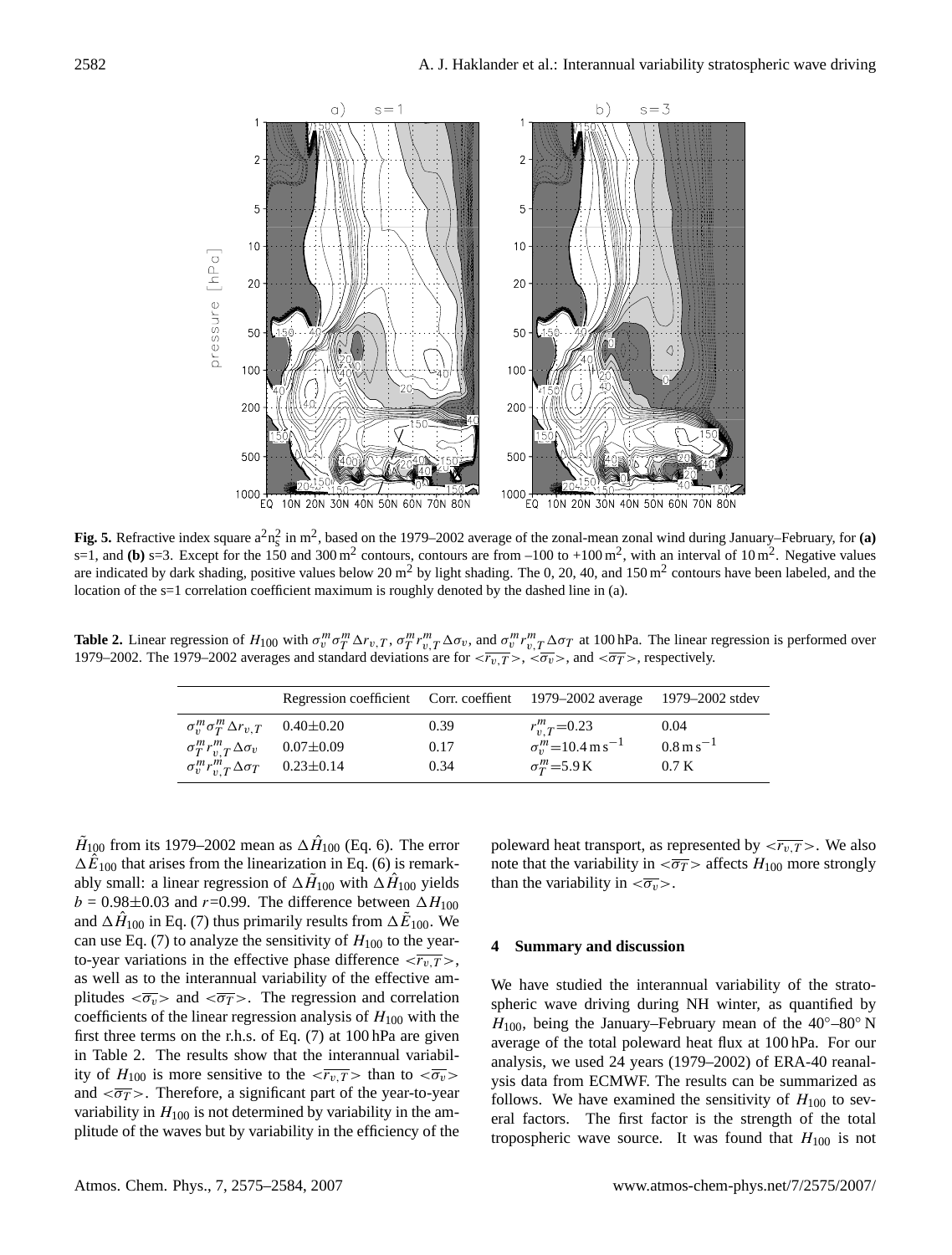**Fig. 5.** Refractive index square $a^2 n_s^2$ in $m^2$, based on the 1979–2002 average of the zonal-mean zonal wind during January–February, for **(a)** s=1, and **(b)** s=3. Except for the 150 and 300 $m^2$ contours, contours are from –100 to +100 $m^2$, with an interval of 10 $m^2$. Negative values are indicated by dark shading, positive values below 20 $m^2$ by light shading. The 0, 20, 40, and 150 $m^2$ contours have been labeled, and the location of the s=1 correlation coefficient maximum is roughly denoted by the dashed line in (a).

**Table 2.** Linear regression of $H_{100}$ with $\sigma_v^m \sigma_T^m \Delta r_{v,T}$, $\sigma_T^m r_{v,T}^m \Delta\sigma_v$, and $\sigma_v^m r_{v,T}^m \Delta\sigma_T$ at 100 hPa. The linear regression is performed over 1979–2002. The 1979–2002 averages and standard deviations are for $<\overline{r_{v,T}}>$, $<\overline{\sigma_v}>$, and $<\overline{\sigma_T}>$, respectively.

| | Regression coefficient | Corr. coeffient | 1979–2002 average | 1979–2002 stdev |
|---|---|---|---|---|
| $\sigma_v^m \sigma_T^m \Delta r_{v,T}$ | 0.40±0.20 | 0.39 | $r_{v,T}^m$=0.23 | 0.04 |
| $\sigma_T^m r_{v,T}^m \Delta\sigma_v$ | 0.07±0.09 | 0.17 | $\sigma_v^m$=10.4 m s$^{-1}$ | 0.8 m s$^{-1}$ |
| $\sigma_v^m r_{v,T}^m \Delta\sigma_T$ | 0.23±0.14 | 0.34 | $\sigma_T^m$=5.9 K | 0.7 K |

$\tilde{H}_{100}$ from its 1979–2002 mean as $\Delta\hat{H}_{100}$ (Eq. 6). The error $\Delta\hat{E}_{100}$ that arises from the linearization in Eq. (6) is remarkably small: a linear regression of $\Delta\tilde{H}_{100}$ with $\Delta\hat{H}_{100}$ yields $b$ = 0.98±0.03 and $r$=0.99. The difference between $\Delta H_{100}$ and $\Delta\hat{H}_{100}$ in Eq. (7) thus primarily results from $\Delta\tilde{E}_{100}$. We can use Eq. (7) to analyze the sensitivity of $H_{100}$ to the year-to-year variations in the effective phase difference $<\overline{r_{v,T}}>$, as well as to the interannual variability of the effective amplitudes $<\overline{\sigma_v}>$ and $<\overline{\sigma_T}>$. The regression and correlation coefficients of the linear regression analysis of $H_{100}$ with the first three terms on the r.h.s. of Eq. (7) at 100 hPa are given in Table 2. The results show that the interannual variability of $H_{100}$ is more sensitive to the $<\overline{r_{v,T}}>$ than to $<\overline{\sigma_v}>$ and $<\overline{\sigma_T}>$. Therefore, a significant part of the year-to-year variability in $H_{100}$ is not determined by variability in the amplitude of the waves but by variability in the efficiency of the poleward heat transport, as represented by $<\overline{r_{v,T}}>$. We also note that the variability in $<\overline{\sigma_T}>$ affects $H_{100}$ more strongly than the variability in $<\overline{\sigma_v}>$.

## 4 Summary and discussion

We have studied the interannual variability of the stratospheric wave driving during NH winter, as quantified by $H_{100}$, being the January–February mean of the 40°–80° N average of the total poleward heat flux at 100 hPa. For our analysis, we used 24 years (1979–2002) of ERA-40 reanalysis data from ECMWF. The results can be summarized as follows. We have examined the sensitivity of $H_{100}$ to several factors. The first factor is the strength of the total tropospheric wave source. It was found that $H_{100}$ is not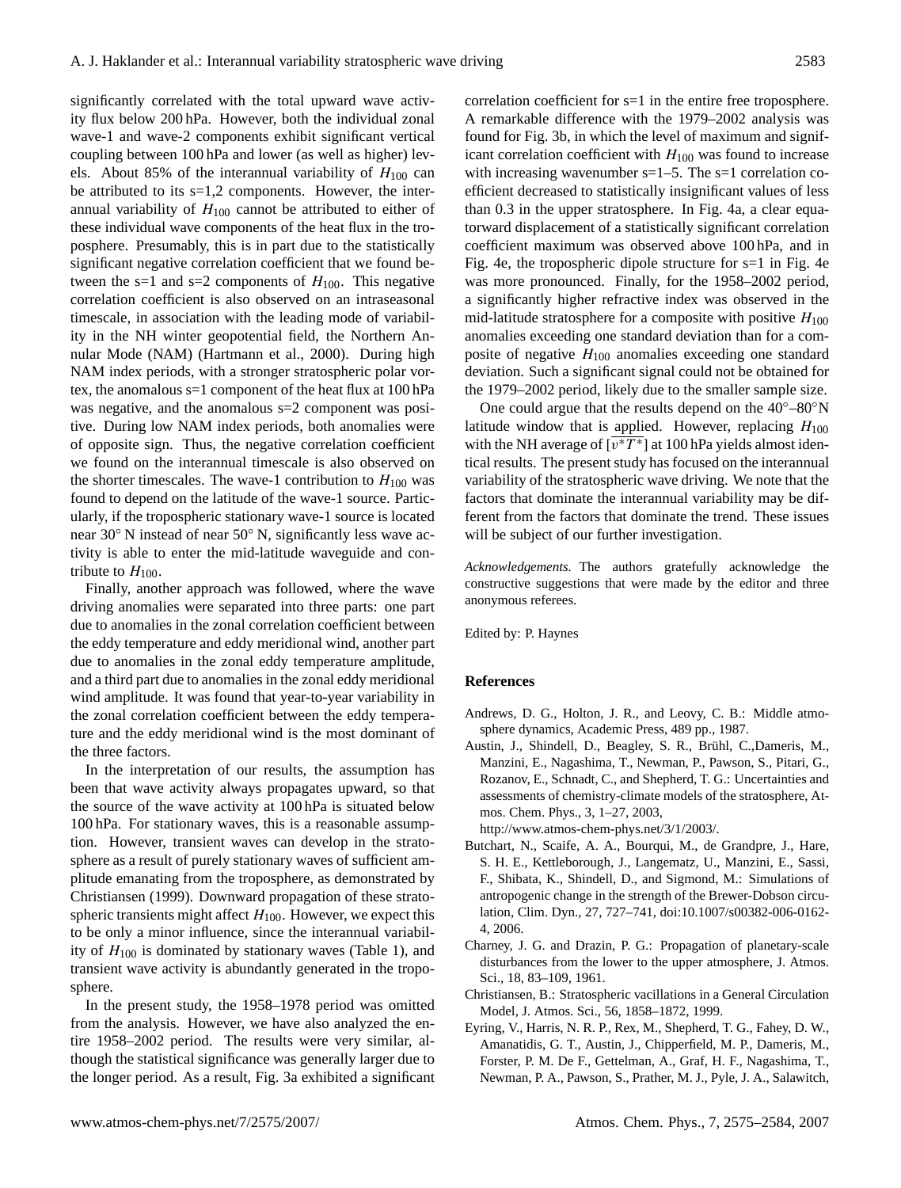significantly correlated with the total upward wave activity flux below 200 hPa. However, both the individual zonal wave-1 and wave-2 components exhibit significant vertical coupling between 100 hPa and lower (as well as higher) levels. About 85% of the interannual variability of $H_{100}$ can be attributed to its s=1,2 components. However, the interannual variability of $H_{100}$ cannot be attributed to either of these individual wave components of the heat flux in the troposphere. Presumably, this is in part due to the statistically significant negative correlation coefficient that we found between the s=1 and s=2 components of $H_{100}$. This negative correlation coefficient is also observed on an intraseasonal timescale, in association with the leading mode of variability in the NH winter geopotential field, the Northern Annular Mode (NAM) (Hartmann et al., 2000). During high NAM index periods, with a stronger stratospheric polar vortex, the anomalous s=1 component of the heat flux at 100 hPa was negative, and the anomalous s=2 component was positive. During low NAM index periods, both anomalies were of opposite sign. Thus, the negative correlation coefficient we found on the interannual timescale is also observed on the shorter timescales. The wave-1 contribution to $H_{100}$ was found to depend on the latitude of the wave-1 source. Particularly, if the tropospheric stationary wave-1 source is located near 30° N instead of near 50° N, significantly less wave activity is able to enter the mid-latitude waveguide and contribute to $H_{100}$.

Finally, another approach was followed, where the wave driving anomalies were separated into three parts: one part due to anomalies in the zonal correlation coefficient between the eddy temperature and eddy meridional wind, another part due to anomalies in the zonal eddy temperature amplitude, and a third part due to anomalies in the zonal eddy meridional wind amplitude. It was found that year-to-year variability in the zonal correlation coefficient between the eddy temperature and the eddy meridional wind is the most dominant of the three factors.

In the interpretation of our results, the assumption has been that wave activity always propagates upward, so that the source of the wave activity at 100 hPa is situated below 100 hPa. For stationary waves, this is a reasonable assumption. However, transient waves can develop in the stratosphere as a result of purely stationary waves of sufficient amplitude emanating from the troposphere, as demonstrated by Christiansen (1999). Downward propagation of these stratospheric transients might affect $H_{100}$. However, we expect this to be only a minor influence, since the interannual variability of $H_{100}$ is dominated by stationary waves (Table 1), and transient wave activity is abundantly generated in the troposphere.

In the present study, the 1958–1978 period was omitted from the analysis. However, we have also analyzed the entire 1958–2002 period. The results were very similar, although the statistical significance was generally larger due to the longer period. As a result, Fig. 3a exhibited a significant correlation coefficient for s=1 in the entire free troposphere. A remarkable difference with the 1979–2002 analysis was found for Fig. 3b, in which the level of maximum and significant correlation coefficient with $H_{100}$ was found to increase with increasing wavenumber s=1–5. The s=1 correlation coefficient decreased to statistically insignificant values of less than 0.3 in the upper stratosphere. In Fig. 4a, a clear equatorward displacement of a statistically significant correlation coefficient maximum was observed above 100 hPa, and in Fig. 4e, the tropospheric dipole structure for s=1 in Fig. 4e was more pronounced. Finally, for the 1958–2002 period, a significantly higher refractive index was observed in the mid-latitude stratosphere for a composite with positive $H_{100}$ anomalies exceeding one standard deviation than for a composite of negative $H_{100}$ anomalies exceeding one standard deviation. Such a significant signal could not be obtained for the 1979–2002 period, likely due to the smaller sample size.

One could argue that the results depend on the 40°–80°N latitude window that is applied. However, replacing $H_{100}$ with the NH average of $[\overline{v^*T^*}]$ at 100 hPa yields almost identical results. The present study has focused on the interannual variability of the stratospheric wave driving. We note that the factors that dominate the interannual variability may be different from the factors that dominate the trend. These issues will be subject of our further investigation.

*Acknowledgements.* The authors gratefully acknowledge the constructive suggestions that were made by the editor and three anonymous referees.

Edited by: P. Haynes

## References

Andrews, D. G., Holton, J. R., and Leovy, C. B.: Middle atmosphere dynamics, Academic Press, 489 pp., 1987.

Austin, J., Shindell, D., Beagley, S. R., Brühl, C.,Dameris, M., Manzini, E., Nagashima, T., Newman, P., Pawson, S., Pitari, G., Rozanov, E., Schnadt, C., and Shepherd, T. G.: Uncertainties and assessments of chemistry-climate models of the stratosphere, Atmos. Chem. Phys., 3, 1–27, 2003, http://www.atmos-chem-phys.net/3/1/2003/.

Butchart, N., Scaife, A. A., Bourqui, M., de Grandpre, J., Hare, S. H. E., Kettleborough, J., Langematz, U., Manzini, E., Sassi, F., Shibata, K., Shindell, D., and Sigmond, M.: Simulations of antropogenic change in the strength of the Brewer-Dobson circulation, Clim. Dyn., 27, 727–741, doi:10.1007/s00382-006-0162-4, 2006.

Charney, J. G. and Drazin, P. G.: Propagation of planetary-scale disturbances from the lower to the upper atmosphere, J. Atmos. Sci., 18, 83–109, 1961.

Christiansen, B.: Stratospheric vacillations in a General Circulation Model, J. Atmos. Sci., 56, 1858–1872, 1999.

Eyring, V., Harris, N. R. P., Rex, M., Shepherd, T. G., Fahey, D. W., Amanatidis, G. T., Austin, J., Chipperfield, M. P., Dameris, M., Forster, P. M. De F., Gettelman, A., Graf, H. F., Nagashima, T., Newman, P. A., Pawson, S., Prather, M. J., Pyle, J. A., Salawitch,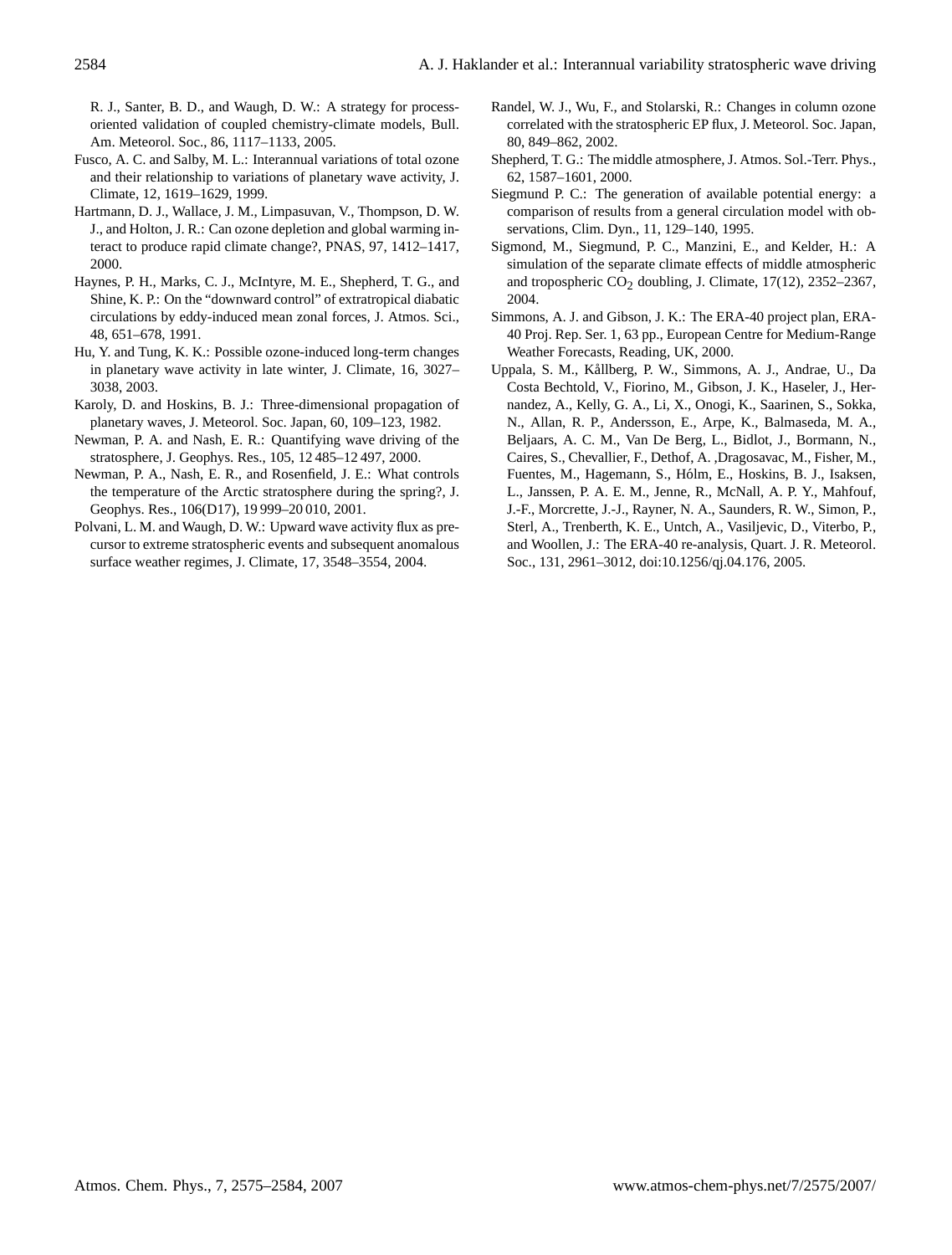R. J., Santer, B. D., and Waugh, D. W.: A strategy for process-oriented validation of coupled chemistry-climate models, Bull. Am. Meteorol. Soc., 86, 1117–1133, 2005.

Fusco, A. C. and Salby, M. L.: Interannual variations of total ozone and their relationship to variations of planetary wave activity, J. Climate, 12, 1619–1629, 1999.

Hartmann, D. J., Wallace, J. M., Limpasuvan, V., Thompson, D. W. J., and Holton, J. R.: Can ozone depletion and global warming interact to produce rapid climate change?, PNAS, 97, 1412–1417, 2000.

Haynes, P. H., Marks, C. J., McIntyre, M. E., Shepherd, T. G., and Shine, K. P.: On the "downward control" of extratropical diabatic circulations by eddy-induced mean zonal forces, J. Atmos. Sci., 48, 651–678, 1991.

Hu, Y. and Tung, K. K.: Possible ozone-induced long-term changes in planetary wave activity in late winter, J. Climate, 16, 3027–3038, 2003.

Karoly, D. and Hoskins, B. J.: Three-dimensional propagation of planetary waves, J. Meteorol. Soc. Japan, 60, 109–123, 1982.

Newman, P. A. and Nash, E. R.: Quantifying wave driving of the stratosphere, J. Geophys. Res., 105, 12 485–12 497, 2000.

Newman, P. A., Nash, E. R., and Rosenfield, J. E.: What controls the temperature of the Arctic stratosphere during the spring?, J. Geophys. Res., 106(D17), 19 999–20 010, 2001.

Polvani, L. M. and Waugh, D. W.: Upward wave activity flux as precursor to extreme stratospheric events and subsequent anomalous surface weather regimes, J. Climate, 17, 3548–3554, 2004.

Randel, W. J., Wu, F., and Stolarski, R.: Changes in column ozone correlated with the stratospheric EP flux, J. Meteorol. Soc. Japan, 80, 849–862, 2002.

Shepherd, T. G.: The middle atmosphere, J. Atmos. Sol.-Terr. Phys., 62, 1587–1601, 2000.

Siegmund P. C.: The generation of available potential energy: a comparison of results from a general circulation model with observations, Clim. Dyn., 11, 129–140, 1995.

Sigmond, M., Siegmund, P. C., Manzini, E., and Kelder, H.: A simulation of the separate climate effects of middle atmospheric and tropospheric $CO_2$ doubling, J. Climate, 17(12), 2352–2367, 2004.

Simmons, A. J. and Gibson, J. K.: The ERA-40 project plan, ERA-40 Proj. Rep. Ser. 1, 63 pp., European Centre for Medium-Range Weather Forecasts, Reading, UK, 2000.

Uppala, S. M., Kållberg, P. W., Simmons, A. J., Andrae, U., Da Costa Bechtold, V., Fiorino, M., Gibson, J. K., Haseler, J., Hernandez, A., Kelly, G. A., Li, X., Onogi, K., Saarinen, S., Sokka, N., Allan, R. P., Andersson, E., Arpe, K., Balmaseda, M. A., Beljaars, A. C. M., Van De Berg, L., Bidlot, J., Bormann, N., Caires, S., Chevallier, F., Dethof, A. ,Dragosavac, M., Fisher, M., Fuentes, M., Hagemann, S., Hólm, E., Hoskins, B. J., Isaksen, L., Janssen, P. A. E. M., Jenne, R., McNall, A. P. Y., Mahfouf, J.-F., Morcrette, J.-J., Rayner, N. A., Saunders, R. W., Simon, P., Sterl, A., Trenberth, K. E., Untch, A., Vasiljevic, D., Viterbo, P., and Woollen, J.: The ERA-40 re-analysis, Quart. J. R. Meteorol. Soc., 131, 2961–3012, doi:10.1256/qj.04.176, 2005.